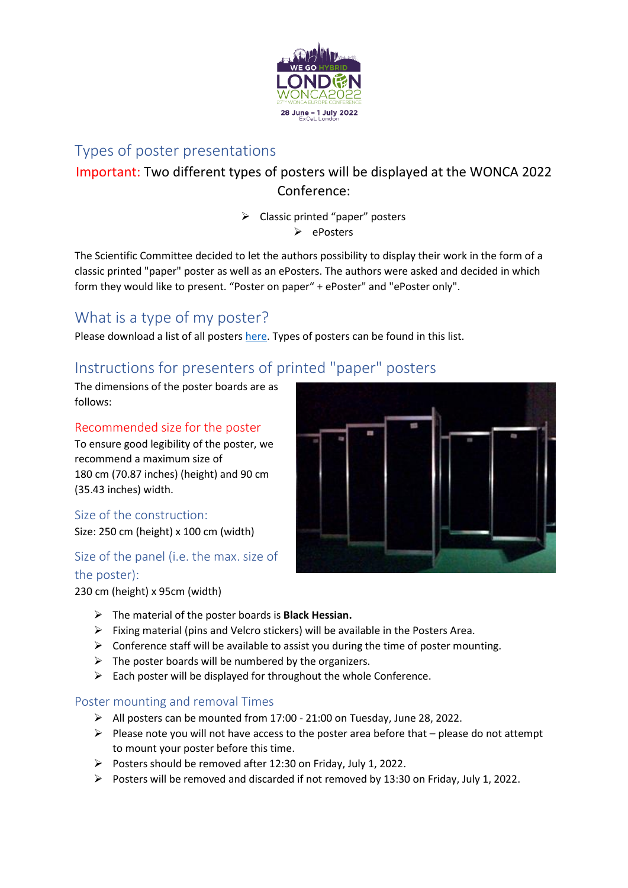## Types of poster presentations

**Important:** Two different types of posters will be displayed at the WONCA 2022 Conference:

- Classic printed "paper" posters
- ePosters

The Scientific Committee decided to let the authors possibility to display their work in the form of a classic printed "paper" poster as well as an ePosters. The authors were asked and decided in which form they would like to present. "Poster on paper" + ePoster" and "ePoster only".

## What is a type of my poster?

Please download a list of all posters here. Types of posters can be found in this list.

## Instructions for presenters of printed "paper" posters

The dimensions of the poster boards are as follows:

### Recommended size for the poster

To ensure good legibility of the poster, we recommend a maximum size of 180 cm (70.87 inches) (height) and 90 cm (35.43 inches) width.

### Size of the construction:

Size: 250 cm (height) x 100 cm (width)

### Size of the panel (i.e. the max. size of the poster):

230 cm (height) x 95cm (width)

- The material of the poster boards is **Black Hessian.**
- Fixing material (pins and Velcro stickers) will be available in the Posters Area.
- Conference staff will be available to assist you during the time of poster mounting.
- The poster boards will be numbered by the organizers.
- Each poster will be displayed for throughout the whole Conference.

### Poster mounting and removal Times

- All posters can be mounted from 17:00 - 21:00 on Tuesday, June 28, 2022.
- Please note you will not have access to the poster area before that – please do not attempt to mount your poster before this time.
- Posters should be removed after 12:30 on Friday, July 1, 2022.
- Posters will be removed and discarded if not removed by 13:30 on Friday, July 1, 2022.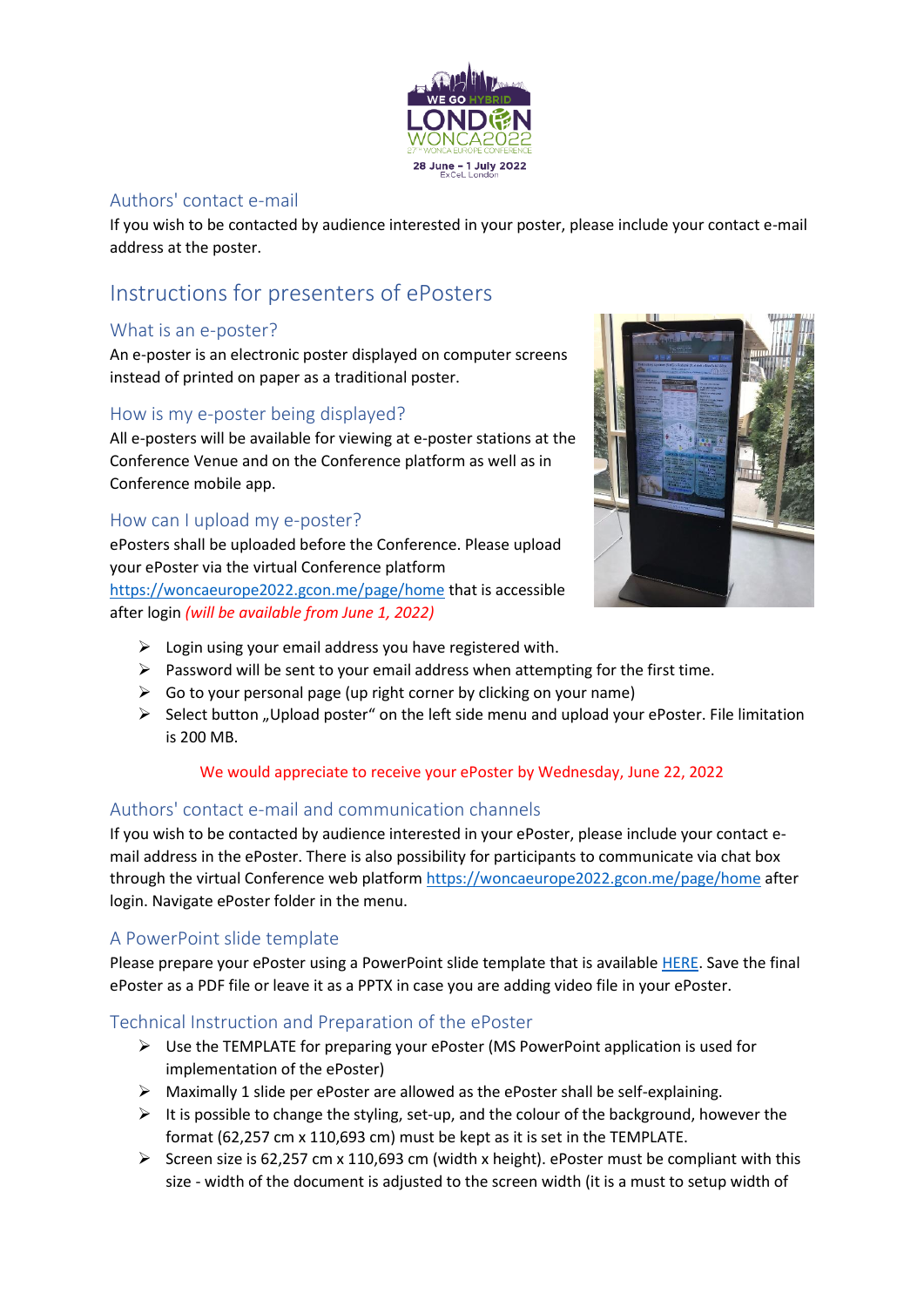## Authors' contact e-mail

If you wish to be contacted by audience interested in your poster, please include your contact e-mail address at the poster.

# Instructions for presenters of ePosters

## What is an e-poster?

An e-poster is an electronic poster displayed on computer screens instead of printed on paper as a traditional poster.

## How is my e-poster being displayed?

All e-posters will be available for viewing at e-poster stations at the Conference Venue and on the Conference platform as well as in Conference mobile app.

## How can I upload my e-poster?

ePosters shall be uploaded before the Conference. Please upload your ePoster via the virtual Conference platform https://woncaeurope2022.gcon.me/page/home that is accessible after login *(will be available from June 1, 2022)*

- Login using your email address you have registered with.
- Password will be sent to your email address when attempting for the first time.
- Go to your personal page (up right corner by clicking on your name)
- Select button „Upload poster" on the left side menu and upload your ePoster. File limitation is 200 MB.

We would appreciate to receive your ePoster by Wednesday, June 22, 2022

## Authors' contact e-mail and communication channels

If you wish to be contacted by audience interested in your ePoster, please include your contact e-mail address in the ePoster. There is also possibility for participants to communicate via chat box through the virtual Conference web platform https://woncaeurope2022.gcon.me/page/home after login. Navigate ePoster folder in the menu.

## A PowerPoint slide template

Please prepare your ePoster using a PowerPoint slide template that is available HERE. Save the final ePoster as a PDF file or leave it as a PPTX in case you are adding video file in your ePoster.

## Technical Instruction and Preparation of the ePoster

- Use the TEMPLATE for preparing your ePoster (MS PowerPoint application is used for implementation of the ePoster)
- Maximally 1 slide per ePoster are allowed as the ePoster shall be self-explaining.
- It is possible to change the styling, set-up, and the colour of the background, however the format (62,257 cm x 110,693 cm) must be kept as it is set in the TEMPLATE.
- Screen size is 62,257 cm x 110,693 cm (width x height). ePoster must be compliant with this size - width of the document is adjusted to the screen width (it is a must to setup width of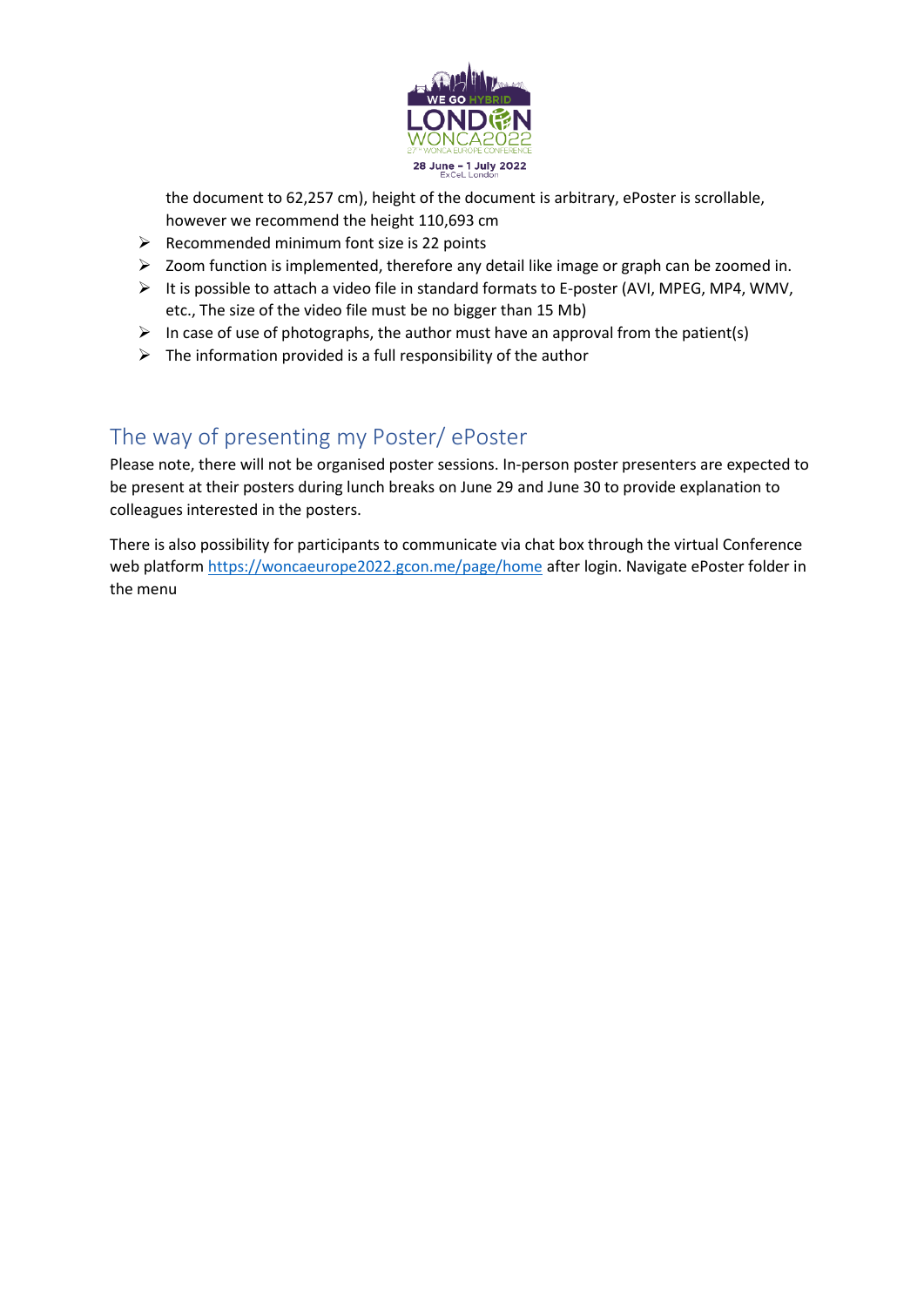the document to 62,257 cm), height of the document is arbitrary, ePoster is scrollable, however we recommend the height 110,693 cm

- Recommended minimum font size is 22 points
- Zoom function is implemented, therefore any detail like image or graph can be zoomed in.
- It is possible to attach a video file in standard formats to E-poster (AVI, MPEG, MP4, WMV, etc., The size of the video file must be no bigger than 15 Mb)
- In case of use of photographs, the author must have an approval from the patient(s)
- The information provided is a full responsibility of the author

## The way of presenting my Poster/ ePoster

Please note, there will not be organised poster sessions. In-person poster presenters are expected to be present at their posters during lunch breaks on June 29 and June 30 to provide explanation to colleagues interested in the posters.

There is also possibility for participants to communicate via chat box through the virtual Conference web platform https://woncaeurope2022.gcon.me/page/home after login. Navigate ePoster folder in the menu